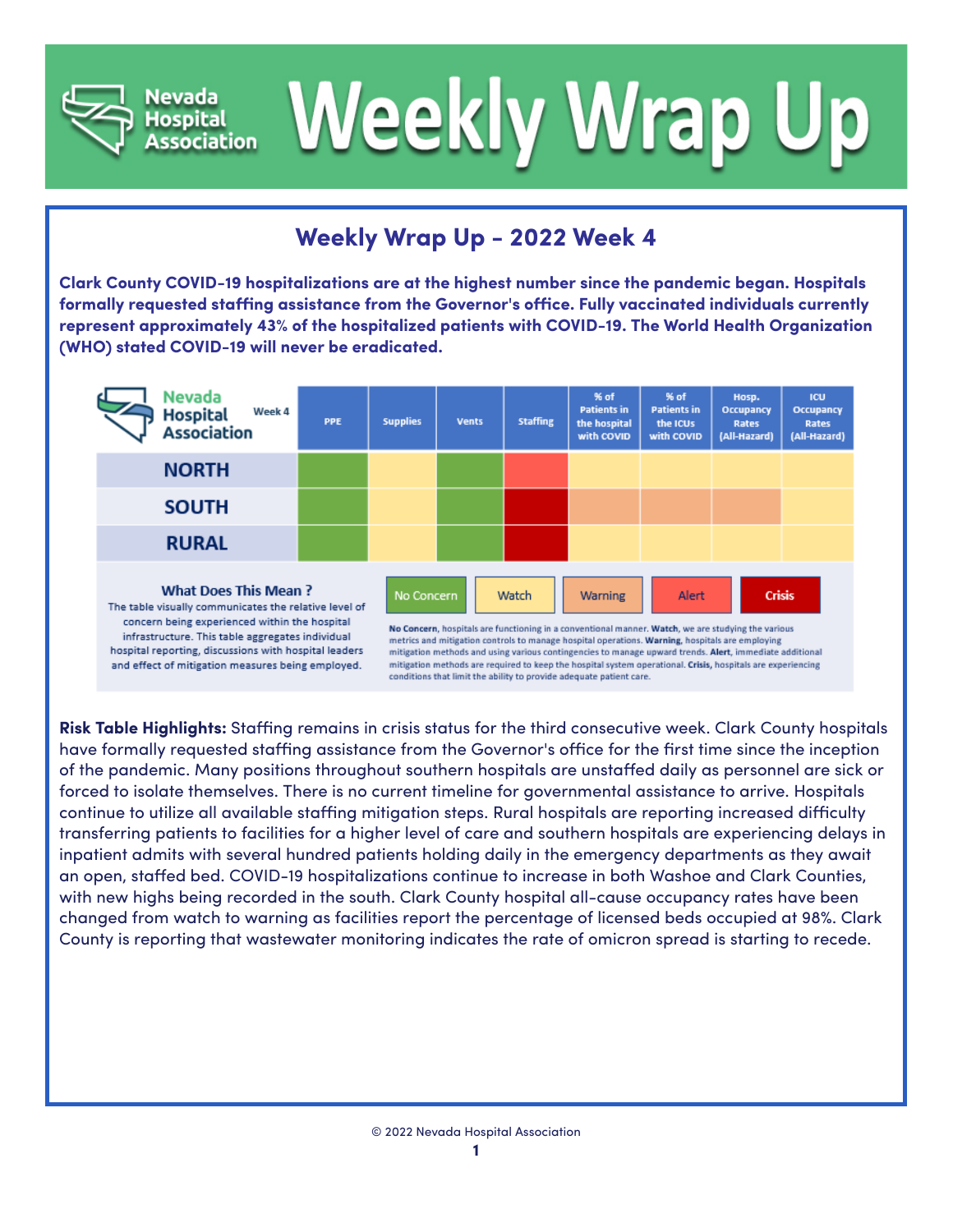# Weekly Wrap Up

## Weekly Wrap Up - 2022 Week 4

**Clark County COVID-19 hospitalizations are at the highest number since the pandemic began. Hospitals formally requested staffing assistance from the Governor's office. Fully vaccinated individuals currently represent approximately 43% of the hospitalized patients with COVID-19. The World Health Organization (WHO) stated COVID-19 will never be eradicated.**

| Nevada Hospital Association Week 4 | PPE | Supplies | Vents | Staffing | % of Patients in the hospital with COVID | % of Patients in the ICUs with COVID | Hosp. Occupancy Rates (All-Hazard) | ICU Occupancy Rates (All-Hazard) |
|---|---|---|---|---|---|---|---|---|
| NORTH | No Concern | Watch | No Concern | Alert | Watch | Watch | Watch | Watch |
| SOUTH | No Concern | Watch | No Concern | Crisis | Warning | Warning | Warning | Watch |
| RURAL | No Concern | Watch | No Concern | Crisis | Watch | Watch | Watch | Watch |

**What Does This Mean ?**
The table visually communicates the relative level of concern being experienced within the hospital infrastructure. This table aggregates individual hospital reporting, discussions with hospital leaders and effect of mitigation measures being employed.

No Concern | Watch | Warning | Alert | Crisis

**No Concern**, hospitals are functioning in a conventional manner. **Watch**, we are studying the various metrics and mitigation controls to manage hospital operations. **Warning**, hospitals are employing mitigation methods and using various contingencies to manage upward trends. **Alert**, immediate additional mitigation methods are required to keep the hospital system operational. **Crisis**, hospitals are experiencing conditions that limit the ability to provide adequate patient care.

**Risk Table Highlights:** Staffing remains in crisis status for the third consecutive week. Clark County hospitals have formally requested staffing assistance from the Governor's office for the first time since the inception of the pandemic. Many positions throughout southern hospitals are unstaffed daily as personnel are sick or forced to isolate themselves. There is no current timeline for governmental assistance to arrive. Hospitals continue to utilize all available staffing mitigation steps. Rural hospitals are reporting increased difficulty transferring patients to facilities for a higher level of care and southern hospitals are experiencing delays in inpatient admits with several hundred patients holding daily in the emergency departments as they await an open, staffed bed. COVID-19 hospitalizations continue to increase in both Washoe and Clark Counties, with new highs being recorded in the south. Clark County hospital all-cause occupancy rates have been changed from watch to warning as facilities report the percentage of licensed beds occupied at 98%. Clark County is reporting that wastewater monitoring indicates the rate of omicron spread is starting to recede.

© 2022 Nevada Hospital Association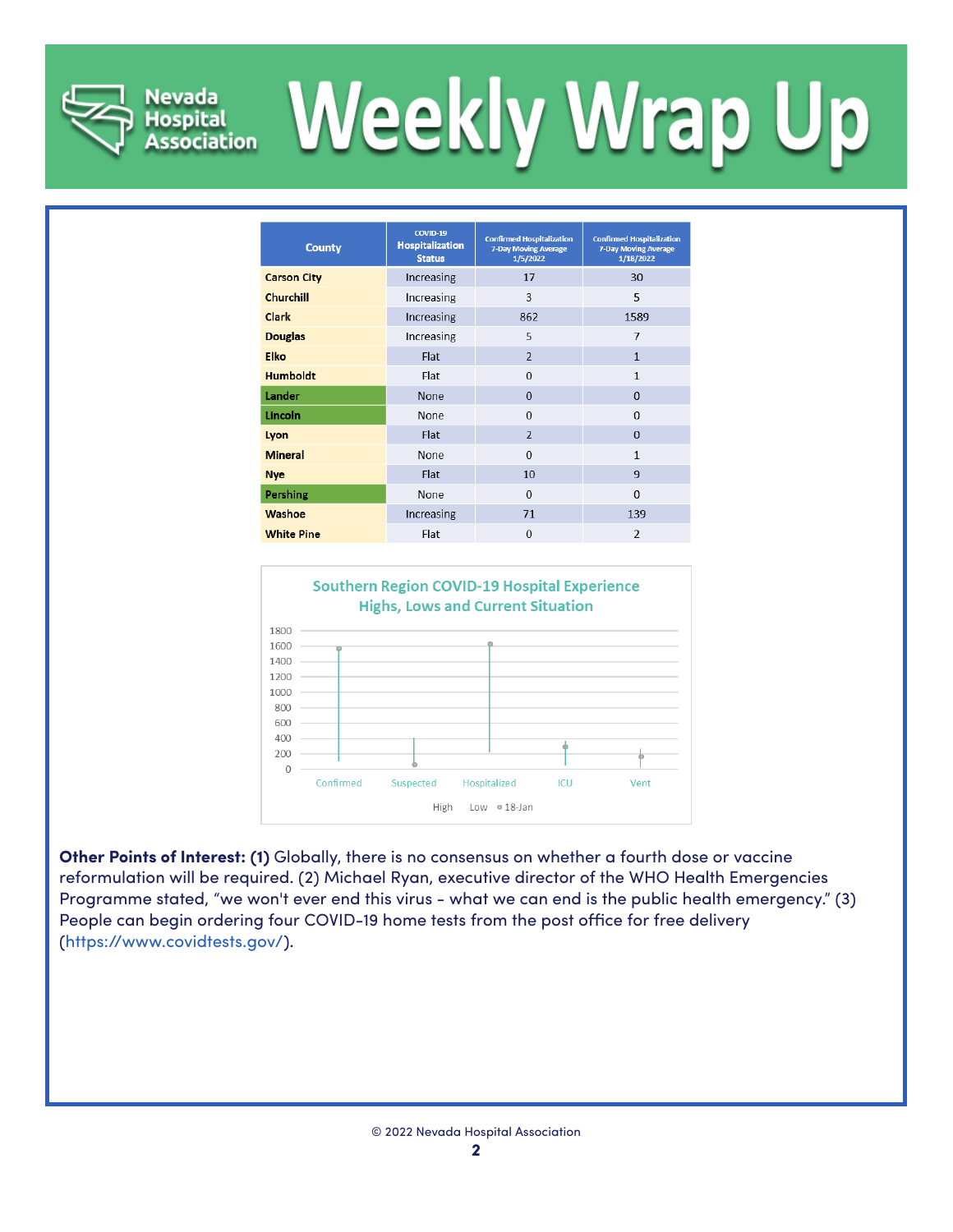| County | COVID-19 Hospitalization Status | Confirmed Hospitalization 7-Day Moving Average 1/5/2022 | Confirmed Hospitalization 7-Day Moving Average 1/18/2022 |
|---|---|---|---|
| Carson City | Increasing | 17 | 30 |
| Churchill | Increasing | 3 | 5 |
| Clark | Increasing | 862 | 1589 |
| Douglas | Increasing | 5 | 7 |
| Elko | Flat | 2 | 1 |
| Humboldt | Flat | 0 | 1 |
| Lander | None | 0 | 0 |
| Lincoln | None | 0 | 0 |
| Lyon | Flat | 2 | 0 |
| Mineral | None | 0 | 1 |
| Nye | Flat | 10 | 9 |
| Pershing | None | 0 | 0 |
| Washoe | Increasing | 71 | 139 |
| White Pine | Flat | 0 | 2 |

Southern Region COVID-19 Hospital Experience
Highs, Lows and Current Situation

1800
1600
1400
1200
1000
800
600
400
200
0

Confirmed
Suspected
Hospitalized
ICU
Vent

High
Low
18-Jan

**Other Points of Interest: (1)** Globally, there is no consensus on whether a fourth dose or vaccine reformulation will be required. (2) Michael Ryan, executive director of the WHO Health Emergencies Programme stated, "we won't ever end this virus - what we can end is the public health emergency." (3) People can begin ordering four COVID-19 home tests from the post office for free delivery (https://www.covidtests.gov/).